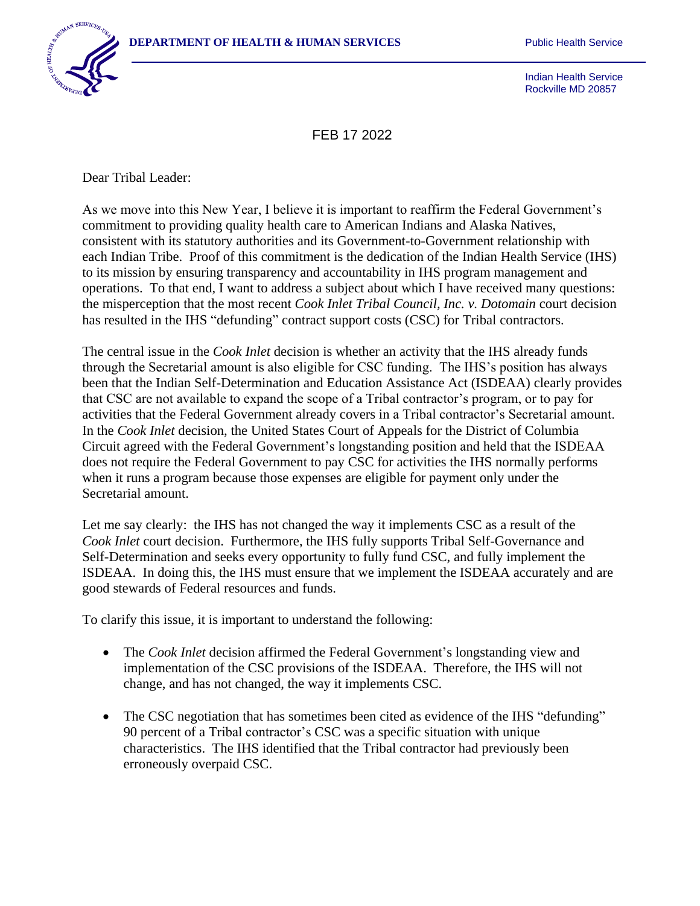**DEPARTMENT OF HEALTH & HUMAN SERVICES** Public Health Service

Indian Health Service
Rockville MD 20857

FEB 17 2022

Dear Tribal Leader:

As we move into this New Year, I believe it is important to reaffirm the Federal Government's commitment to providing quality health care to American Indians and Alaska Natives, consistent with its statutory authorities and its Government-to-Government relationship with each Indian Tribe. Proof of this commitment is the dedication of the Indian Health Service (IHS) to its mission by ensuring transparency and accountability in IHS program management and operations. To that end, I want to address a subject about which I have received many questions: the misperception that the most recent *Cook Inlet Tribal Council, Inc. v. Dotomain* court decision has resulted in the IHS "defunding" contract support costs (CSC) for Tribal contractors.

The central issue in the *Cook Inlet* decision is whether an activity that the IHS already funds through the Secretarial amount is also eligible for CSC funding. The IHS's position has always been that the Indian Self-Determination and Education Assistance Act (ISDEAA) clearly provides that CSC are not available to expand the scope of a Tribal contractor's program, or to pay for activities that the Federal Government already covers in a Tribal contractor's Secretarial amount. In the *Cook Inlet* decision, the United States Court of Appeals for the District of Columbia Circuit agreed with the Federal Government's longstanding position and held that the ISDEAA does not require the Federal Government to pay CSC for activities the IHS normally performs when it runs a program because those expenses are eligible for payment only under the Secretarial amount.

Let me say clearly: the IHS has not changed the way it implements CSC as a result of the *Cook Inlet* court decision. Furthermore, the IHS fully supports Tribal Self-Governance and Self-Determination and seeks every opportunity to fully fund CSC, and fully implement the ISDEAA. In doing this, the IHS must ensure that we implement the ISDEAA accurately and are good stewards of Federal resources and funds.

To clarify this issue, it is important to understand the following:

- The *Cook Inlet* decision affirmed the Federal Government's longstanding view and implementation of the CSC provisions of the ISDEAA. Therefore, the IHS will not change, and has not changed, the way it implements CSC.

- The CSC negotiation that has sometimes been cited as evidence of the IHS "defunding" 90 percent of a Tribal contractor's CSC was a specific situation with unique characteristics. The IHS identified that the Tribal contractor had previously been erroneously overpaid CSC.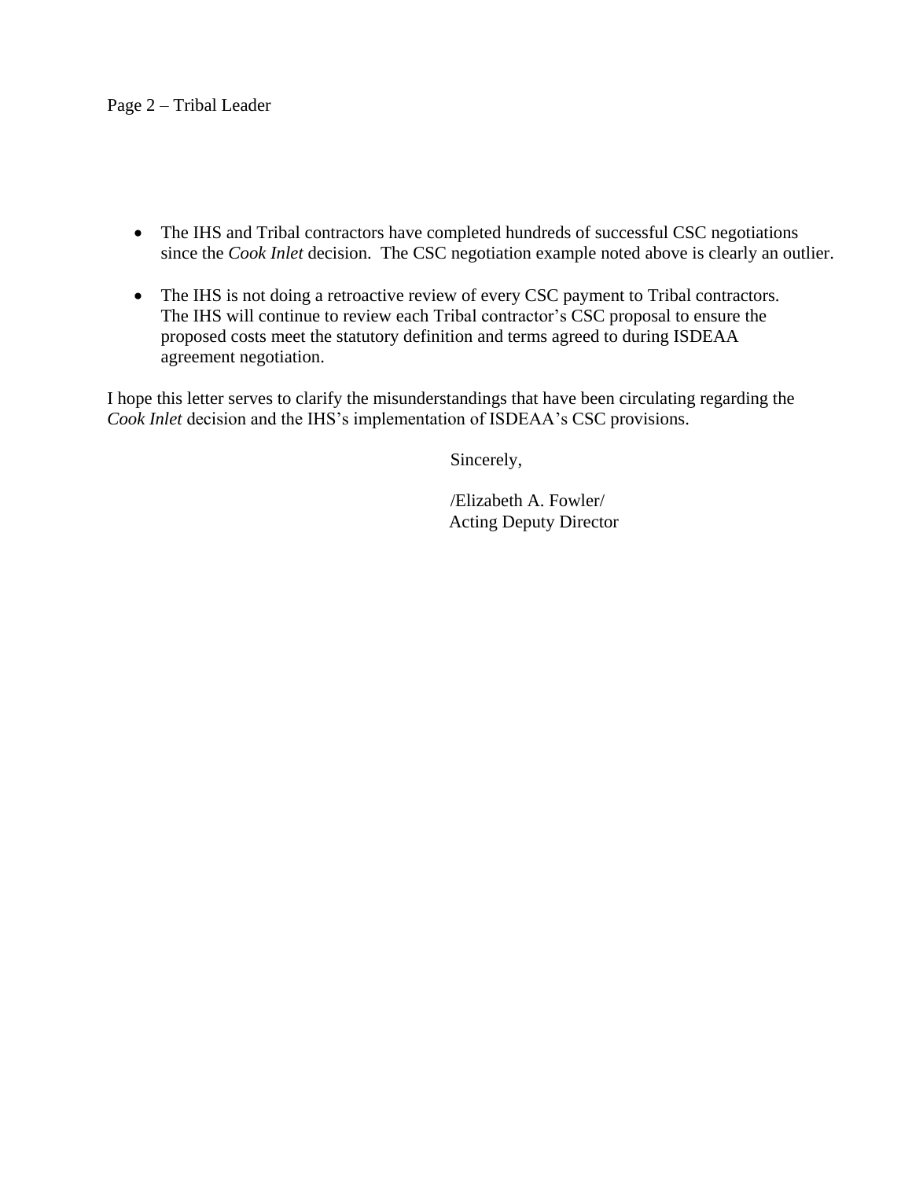- The IHS and Tribal contractors have completed hundreds of successful CSC negotiations since the *Cook Inlet* decision. The CSC negotiation example noted above is clearly an outlier.

- The IHS is not doing a retroactive review of every CSC payment to Tribal contractors. The IHS will continue to review each Tribal contractor's CSC proposal to ensure the proposed costs meet the statutory definition and terms agreed to during ISDEAA agreement negotiation.

I hope this letter serves to clarify the misunderstandings that have been circulating regarding the *Cook Inlet* decision and the IHS's implementation of ISDEAA's CSC provisions.

Sincerely,

/Elizabeth A. Fowler/
Acting Deputy Director